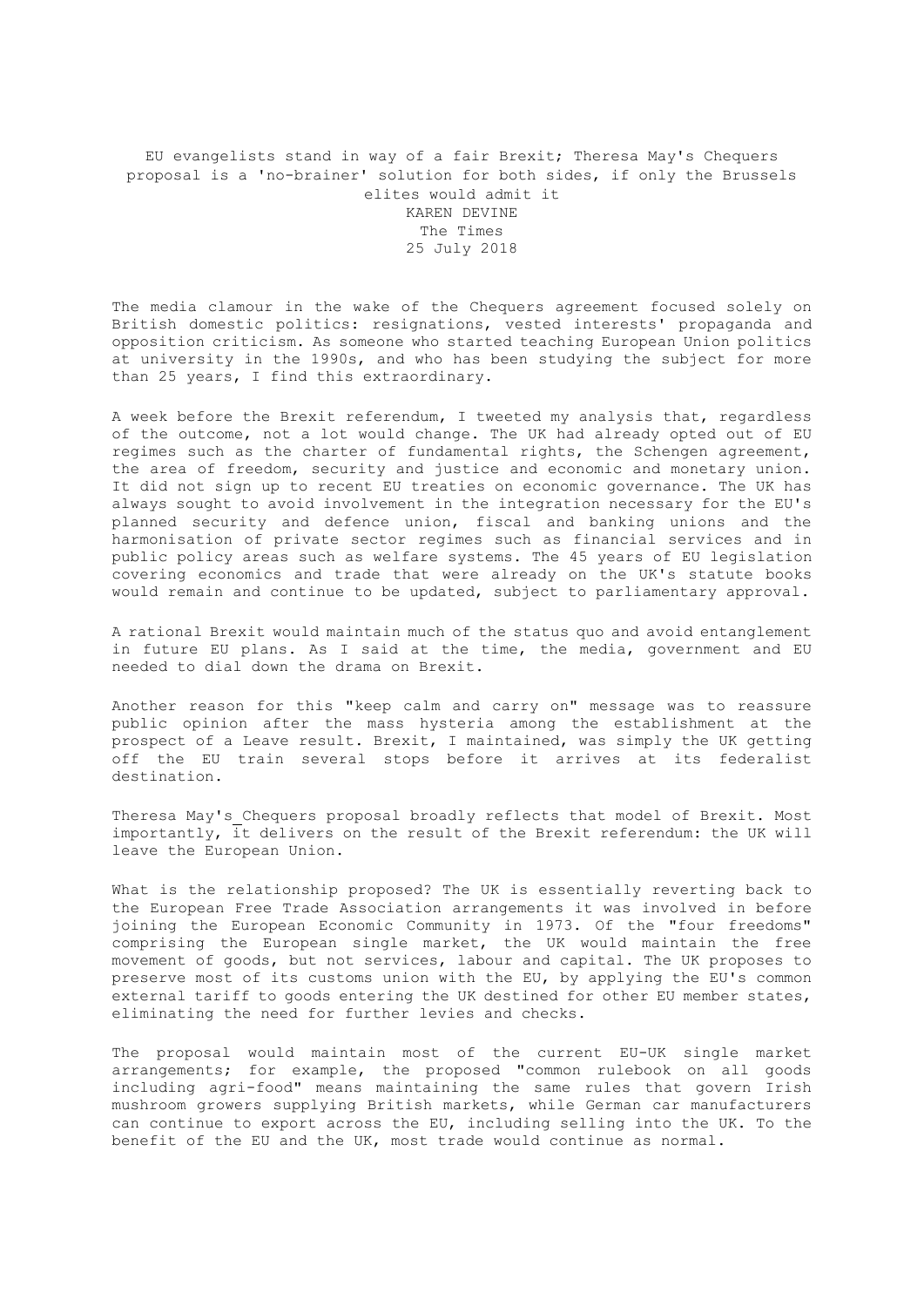# EU evangelists stand in way of a fair Brexit; Theresa May's Chequers proposal is a 'no-brainer' solution for both sides, if only the Brussels elites would admit it

KAREN DEVINE
The Times
25 July 2018

The media clamour in the wake of the Chequers agreement focused solely on British domestic politics: resignations, vested interests' propaganda and opposition criticism. As someone who started teaching European Union politics at university in the 1990s, and who has been studying the subject for more than 25 years, I find this extraordinary.

A week before the Brexit referendum, I tweeted my analysis that, regardless of the outcome, not a lot would change. The UK had already opted out of EU regimes such as the charter of fundamental rights, the Schengen agreement, the area of freedom, security and justice and economic and monetary union. It did not sign up to recent EU treaties on economic governance. The UK has always sought to avoid involvement in the integration necessary for the EU's planned security and defence union, fiscal and banking unions and the harmonisation of private sector regimes such as financial services and in public policy areas such as welfare systems. The 45 years of EU legislation covering economics and trade that were already on the UK's statute books would remain and continue to be updated, subject to parliamentary approval.

A rational Brexit would maintain much of the status quo and avoid entanglement in future EU plans. As I said at the time, the media, government and EU needed to dial down the drama on Brexit.

Another reason for this "keep calm and carry on" message was to reassure public opinion after the mass hysteria among the establishment at the prospect of a Leave result. Brexit, I maintained, was simply the UK getting off the EU train several stops before it arrives at its federalist destination.

Theresa May's Chequers proposal broadly reflects that model of Brexit. Most importantly, it delivers on the result of the Brexit referendum: the UK will leave the European Union.

What is the relationship proposed? The UK is essentially reverting back to the European Free Trade Association arrangements it was involved in before joining the European Economic Community in 1973. Of the "four freedoms" comprising the European single market, the UK would maintain the free movement of goods, but not services, labour and capital. The UK proposes to preserve most of its customs union with the EU, by applying the EU's common external tariff to goods entering the UK destined for other EU member states, eliminating the need for further levies and checks.

The proposal would maintain most of the current EU-UK single market arrangements; for example, the proposed "common rulebook on all goods including agri-food" means maintaining the same rules that govern Irish mushroom growers supplying British markets, while German car manufacturers can continue to export across the EU, including selling into the UK. To the benefit of the EU and the UK, most trade would continue as normal.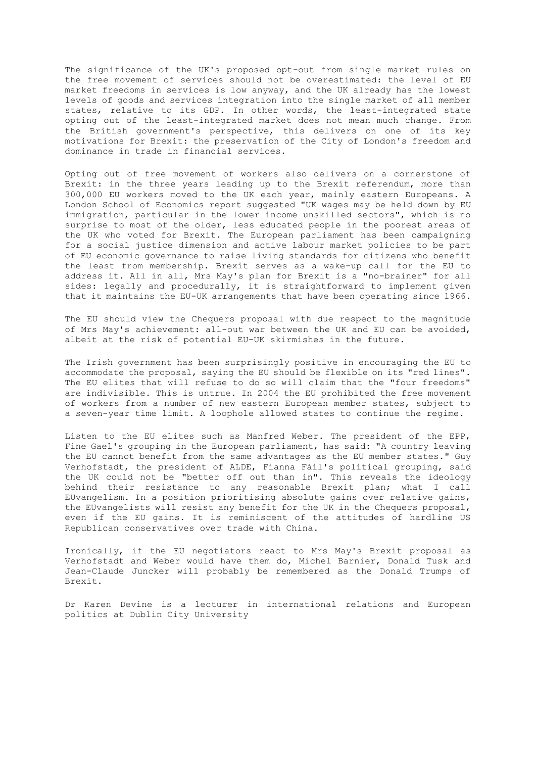The significance of the UK's proposed opt-out from single market rules on the free movement of services should not be overestimated: the level of EU market freedoms in services is low anyway, and the UK already has the lowest levels of goods and services integration into the single market of all member states, relative to its GDP. In other words, the least-integrated state opting out of the least-integrated market does not mean much change. From the British government's perspective, this delivers on one of its key motivations for Brexit: the preservation of the City of London's freedom and dominance in trade in financial services.

Opting out of free movement of workers also delivers on a cornerstone of Brexit: in the three years leading up to the Brexit referendum, more than 300,000 EU workers moved to the UK each year, mainly eastern Europeans. A London School of Economics report suggested "UK wages may be held down by EU immigration, particular in the lower income unskilled sectors", which is no surprise to most of the older, less educated people in the poorest areas of the UK who voted for Brexit. The European parliament has been campaigning for a social justice dimension and active labour market policies to be part of EU economic governance to raise living standards for citizens who benefit the least from membership. Brexit serves as a wake-up call for the EU to address it. All in all, Mrs May's plan for Brexit is a "no-brainer" for all sides: legally and procedurally, it is straightforward to implement given that it maintains the EU-UK arrangements that have been operating since 1966.

The EU should view the Chequers proposal with due respect to the magnitude of Mrs May's achievement: all-out war between the UK and EU can be avoided, albeit at the risk of potential EU-UK skirmishes in the future.

The Irish government has been surprisingly positive in encouraging the EU to accommodate the proposal, saying the EU should be flexible on its "red lines". The EU elites that will refuse to do so will claim that the "four freedoms" are indivisible. This is untrue. In 2004 the EU prohibited the free movement of workers from a number of new eastern European member states, subject to a seven-year time limit. A loophole allowed states to continue the regime.

Listen to the EU elites such as Manfred Weber. The president of the EPP, Fine Gael's grouping in the European parliament, has said: "A country leaving the EU cannot benefit from the same advantages as the EU member states." Guy Verhofstadt, the president of ALDE, Fianna Fáil's political grouping, said the UK could not be "better off out than in". This reveals the ideology behind their resistance to any reasonable Brexit plan; what I call EUvangelism. In a position prioritising absolute gains over relative gains, the EUvangelists will resist any benefit for the UK in the Chequers proposal, even if the EU gains. It is reminiscent of the attitudes of hardline US Republican conservatives over trade with China.

Ironically, if the EU negotiators react to Mrs May's Brexit proposal as Verhofstadt and Weber would have them do, Michel Barnier, Donald Tusk and Jean-Claude Juncker will probably be remembered as the Donald Trumps of Brexit.

Dr Karen Devine is a lecturer in international relations and European politics at Dublin City University